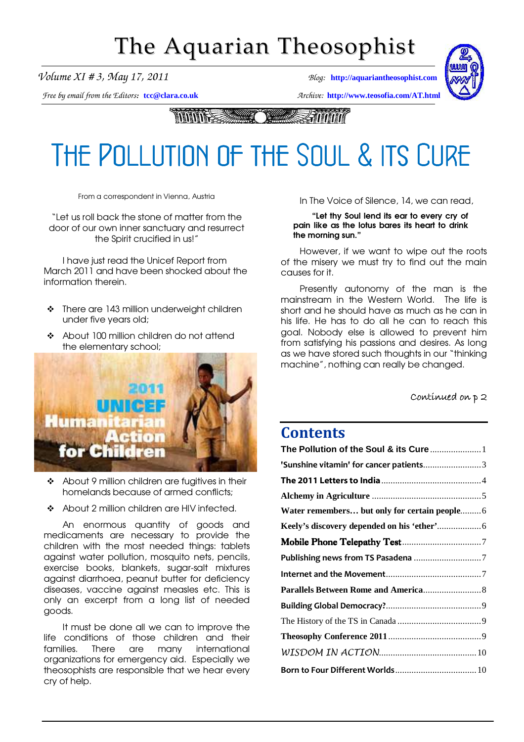# The Aquarian Theosophist

*Volume XI # 3, May 17, 2011* *Blog:* **http://aquariantheosophist.com**

*Free by email from the Editors:* **tcc@clara.co.uk** *Archive:* **http://www.teosofia.com/AT.html**

# THE POLLUTION OF THE SOUL & ITS CURE

From a correspondent in Vienna, Austria

"Let us roll back the stone of matter from the door of our own inner sanctuary and resurrect the Spirit crucified in us!"

I have just read the Unicef Report from March 2011 and have been shocked about the information therein.

- There are 143 million underweight children under five years old;
- About 100 million children do not attend the elementary school;
- About 9 million children are fugitives in their homelands because of armed conflicts;
- About 2 million children are HIV infected.

An enormous quantity of goods and medicaments are necessary to provide the children with the most needed things: tablets against water pollution, mosquito nets, pencils, exercise books, blankets, sugar-salt mixtures against diarrhoea, peanut butter for deficiency diseases, vaccine against measles etc. This is only an excerpt from a long list of needed goods.

It must be done all we can to improve the life conditions of those children and their families. There are many international organizations for emergency aid. Especially we theosophists are responsible that we hear every cry of help.

In The Voice of Silence, 14, we can read,

> **"Let thy Soul lend its ear to every cry of pain like as the lotus bares its heart to drink the morning sun."**

However, if we want to wipe out the roots of the misery we must try to find out the main causes for it.

Presently autonomy of the man is the mainstream in the Western World. The life is short and he should have as much as he can in his life. He has to do all he can to reach this goal. Nobody else is allowed to prevent him from satisfying his passions and desires. As long as we have stored such thoughts in our "thinking machine", nothing can really be changed.

*Continued on p 2*

## Contents

- **The Pollution of the Soul & its Cure** ..... 1
- **'Sunshine vitamin' for cancer patients** ..... 3
- **The 2011 Letters to India** ..... 4
- **Alchemy in Agriculture** ..... 5
- **Water remembers… but only for certain people** ..... 6
- **Keely's discovery depended on his 'ether'** ..... 6
- **Mobile Phone Telepathy Test** ..... 7
- **Publishing news from TS Pasadena** ..... 7
- **Internet and the Movement** ..... 7
- **Parallels Between Rome and America** ..... 8
- **Building Global Democracy?** ..... 9
- The History of the TS in Canada ..... 9
- **Theosophy Conference 2011** ..... 9
- *WISDOM IN ACTION* ..... 10
- **Born to Four Different Worlds** ..... 10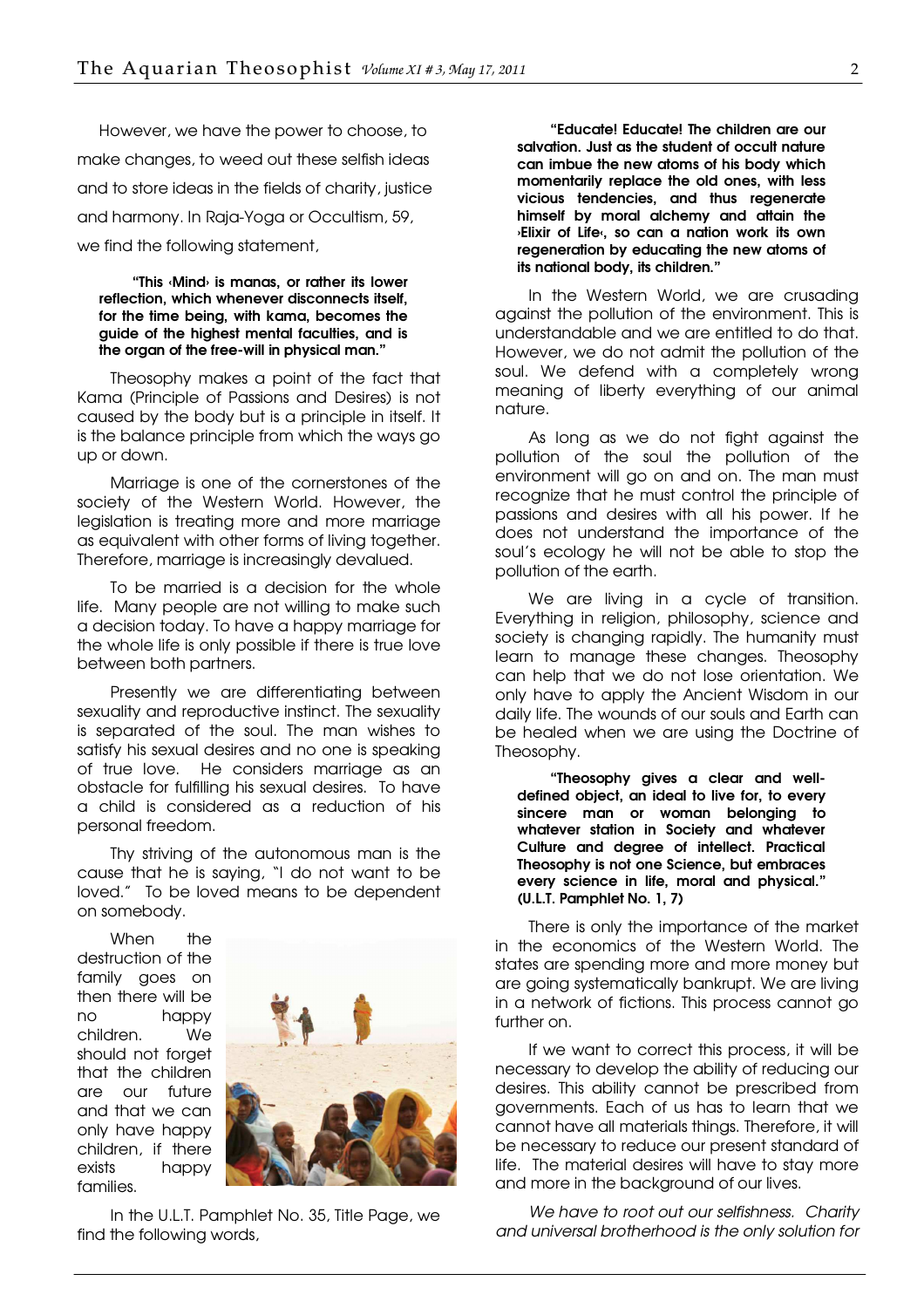However, we have the power to choose, to make changes, to weed out these selfish ideas and to store ideas in the fields of charity, justice and harmony. In Raja-Yoga or Occultism, 59, we find the following statement,

> **"This ‹Mind› is manas, or rather its lower reflection, which whenever disconnects itself, for the time being, with kama, becomes the guide of the highest mental faculties, and is the organ of the free-will in physical man."**

Theosophy makes a point of the fact that Kama (Principle of Passions and Desires) is not caused by the body but is a principle in itself. It is the balance principle from which the ways go up or down.

Marriage is one of the cornerstones of the society of the Western World. However, the legislation is treating more and more marriage as equivalent with other forms of living together. Therefore, marriage is increasingly devalued.

To be married is a decision for the whole life. Many people are not willing to make such a decision today. To have a happy marriage for the whole life is only possible if there is true love between both partners.

Presently we are differentiating between sexuality and reproductive instinct. The sexuality is separated of the soul. The man wishes to satisfy his sexual desires and no one is speaking of true love. He considers marriage as an obstacle for fulfilling his sexual desires. To have a child is considered as a reduction of his personal freedom.

Thy striving of the autonomous man is the cause that he is saying, "I do not want to be loved." To be loved means to be dependent on somebody.

When the destruction of the family goes on then there will be no happy children. We should not forget that the children are our future and that we can only have happy children, if there exists happy families.

In the U.L.T. Pamphlet No. 35, Title Page, we find the following words,

> **"Educate! Educate! The children are our salvation. Just as the student of occult nature can imbue the new atoms of his body which momentarily replace the old ones, with less vicious tendencies, and thus regenerate himself by moral alchemy and attain the ›Elixir of Life‹, so can a nation work its own regeneration by educating the new atoms of its national body, its children."**

In the Western World, we are crusading against the pollution of the environment. This is understandable and we are entitled to do that. However, we do not admit the pollution of the soul. We defend with a completely wrong meaning of liberty everything of our animal nature.

As long as we do not fight against the pollution of the soul the pollution of the environment will go on and on. The man must recognize that he must control the principle of passions and desires with all his power. If he does not understand the importance of the soul's ecology he will not be able to stop the pollution of the earth.

We are living in a cycle of transition. Everything in religion, philosophy, science and society is changing rapidly. The humanity must learn to manage these changes. Theosophy can help that we do not lose orientation. We only have to apply the Ancient Wisdom in our daily life. The wounds of our souls and Earth can be healed when we are using the Doctrine of Theosophy.

> **"Theosophy gives a clear and well-defined object, an ideal to live for, to every sincere man or woman belonging to whatever station in Society and whatever Culture and degree of intellect. Practical Theosophy is not one Science, but embraces every science in life, moral and physical." (U.L.T. Pamphlet No. 1, 7)**

There is only the importance of the market in the economics of the Western World. The states are spending more and more money but are going systematically bankrupt. We are living in a network of fictions. This process cannot go further on.

If we want to correct this process, it will be necessary to develop the ability of reducing our desires. This ability cannot be prescribed from governments. Each of us has to learn that we cannot have all materials things. Therefore, it will be necessary to reduce our present standard of life. The material desires will have to stay more and more in the background of our lives.

*We have to root out our selfishness. Charity and universal brotherhood is the only solution for*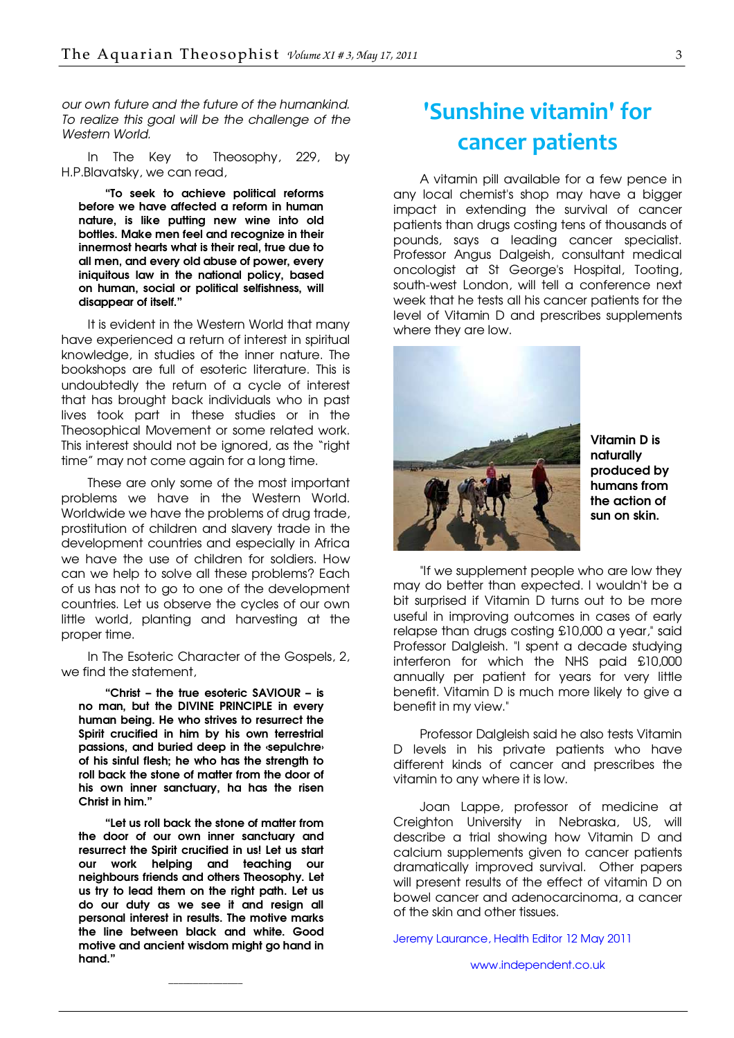*our own future and the future of the humankind. To realize this goal will be the challenge of the Western World.*

In The Key to Theosophy, 229, by H.P.Blavatsky, we can read,

> **"To seek to achieve political reforms before we have affected a reform in human nature, is like putting new wine into old bottles. Make men feel and recognize in their innermost hearts what is their real, true due to all men, and every old abuse of power, every iniquitous law in the national policy, based on human, social or political selfishness, will disappear of itself."**

It is evident in the Western World that many have experienced a return of interest in spiritual knowledge, in studies of the inner nature. The bookshops are full of esoteric literature. This is undoubtedly the return of a cycle of interest that has brought back individuals who in past lives took part in these studies or in the Theosophical Movement or some related work. This interest should not be ignored, as the "right time" may not come again for a long time.

These are only some of the most important problems we have in the Western World. Worldwide we have the problems of drug trade, prostitution of children and slavery trade in the development countries and especially in Africa we have the use of children for soldiers. How can we help to solve all these problems? Each of us has not to go to one of the development countries. Let us observe the cycles of our own little world, planting and harvesting at the proper time.

In The Esoteric Character of the Gospels, 2, we find the statement,

> **"Christ – the true esoteric SAVIOUR – is no man, but the DIVINE PRINCIPLE in every human being. He who strives to resurrect the Spirit crucified in him by his own terrestrial passions, and buried deep in the ‹sepulchre› of his sinful flesh; he who has the strength to roll back the stone of matter from the door of his own inner sanctuary, ha has the risen Christ in him."**

> **"Let us roll back the stone of matter from the door of our own inner sanctuary and resurrect the Spirit crucified in us! Let us start our work helping and teaching our neighbours friends and others Theosophy. Let us try to lead them on the right path. Let us do our duty as we see it and resign all personal interest in results. The motive marks the line between black and white. Good motive and ancient wisdom might go hand in hand."**

---

# 'Sunshine vitamin' for cancer patients

A vitamin pill available for a few pence in any local chemist's shop may have a bigger impact in extending the survival of cancer patients than drugs costing tens of thousands of pounds, says a leading cancer specialist. Professor Angus Dalgeish, consultant medical oncologist at St George's Hospital, Tooting, south-west London, will tell a conference next week that he tests all his cancer patients for the level of Vitamin D and prescribes supplements where they are low.

**Vitamin D is naturally produced by humans from the action of sun on skin.**

"If we supplement people who are low they may do better than expected. I wouldn't be a bit surprised if Vitamin D turns out to be more useful in improving outcomes in cases of early relapse than drugs costing £10,000 a year," said Professor Dalgleish. "I spent a decade studying interferon for which the NHS paid £10,000 annually per patient for years for very little benefit. Vitamin D is much more likely to give a benefit in my view."

Professor Dalgleish said he also tests Vitamin D levels in his private patients who have different kinds of cancer and prescribes the vitamin to any where it is low.

Joan Lappe, professor of medicine at Creighton University in Nebraska, US, will describe a trial showing how Vitamin D and calcium supplements given to cancer patients dramatically improved survival. Other papers will present results of the effect of vitamin D on bowel cancer and adenocarcinoma, a cancer of the skin and other tissues.

Jeremy Laurance, Health Editor 12 May 2011

www.independent.co.uk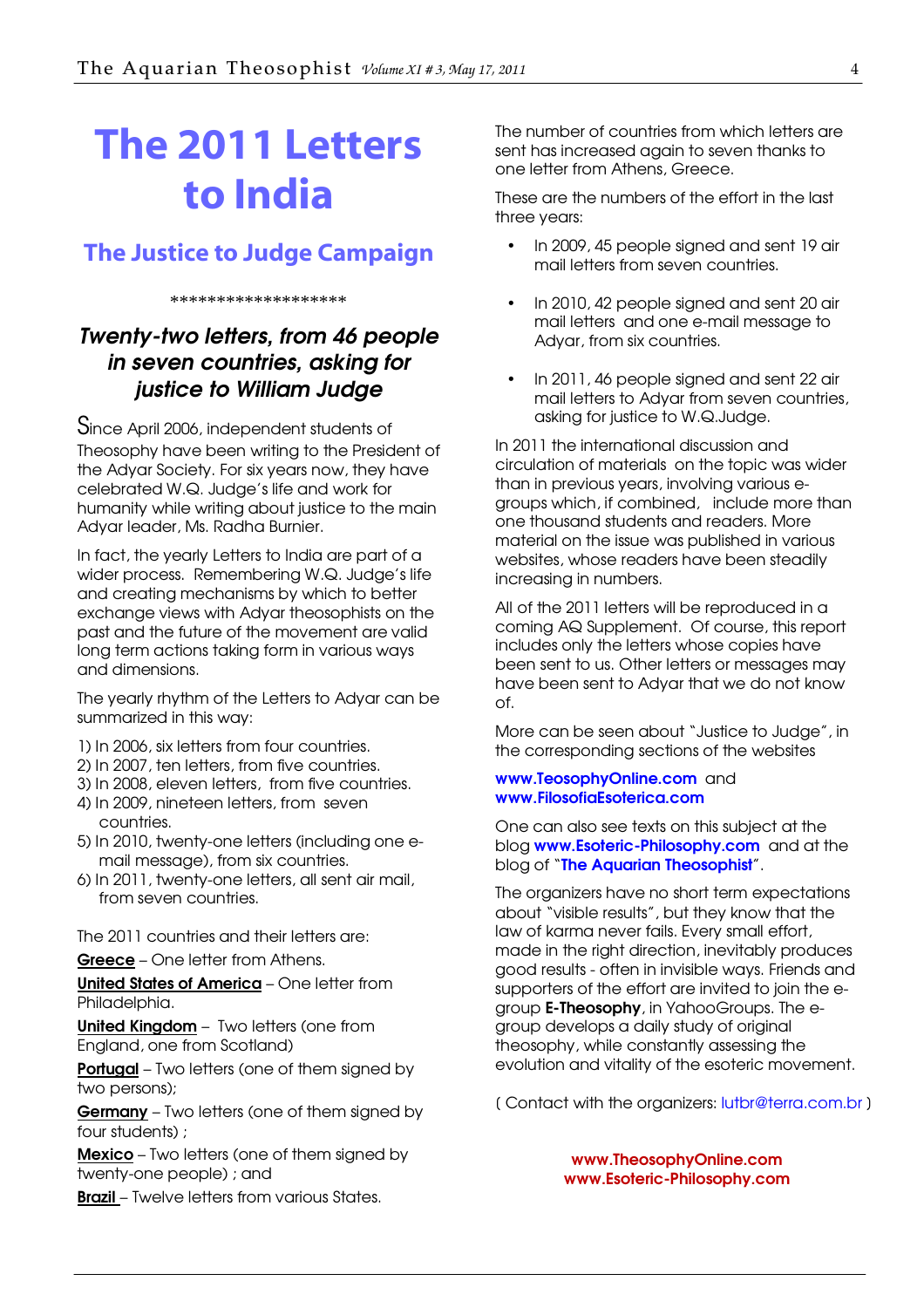# The 2011 Letters to India

## The Justice to Judge Campaign

*******************

### *Twenty-two letters, from 46 people in seven countries, asking for justice to William Judge*

Since April 2006, independent students of Theosophy have been writing to the President of the Adyar Society. For six years now, they have celebrated W.Q. Judge's life and work for humanity while writing about justice to the main Adyar leader, Ms. Radha Burnier.

In fact, the yearly Letters to India are part of a wider process. Remembering W.Q. Judge's life and creating mechanisms by which to better exchange views with Adyar theosophists on the past and the future of the movement are valid long term actions taking form in various ways and dimensions.

The yearly rhythm of the Letters to Adyar can be summarized in this way:

1) In 2006, six letters from four countries.
2) In 2007, ten letters, from five countries.
3) In 2008, eleven letters, from five countries.
4) In 2009, nineteen letters, from seven countries.
5) In 2010, twenty-one letters (including one e-mail message), from six countries.
6) In 2011, twenty-one letters, all sent air mail, from seven countries.

The 2011 countries and their letters are:

**Greece** – One letter from Athens.

**United States of America** – One letter from Philadelphia.

**United Kingdom** – Two letters (one from England, one from Scotland)

**Portugal** – Two letters (one of them signed by two persons);

**Germany** – Two letters (one of them signed by four students) ;

**Mexico** – Two letters (one of them signed by twenty-one people) ; and

**Brazil** – Twelve letters from various States.

The number of countries from which letters are sent has increased again to seven thanks to one letter from Athens, Greece.

These are the numbers of the effort in the last three years:

- In 2009, 45 people signed and sent 19 air mail letters from seven countries.
- In 2010, 42 people signed and sent 20 air mail letters and one e-mail message to Adyar, from six countries.
- In 2011, 46 people signed and sent 22 air mail letters to Adyar from seven countries, asking for justice to W.Q.Judge.

In 2011 the international discussion and circulation of materials on the topic was wider than in previous years, involving various e-groups which, if combined, include more than one thousand students and readers. More material on the issue was published in various websites, whose readers have been steadily increasing in numbers.

All of the 2011 letters will be reproduced in a coming AQ Supplement. Of course, this report includes only the letters whose copies have been sent to us. Other letters or messages may have been sent to Adyar that we do not know of.

More can be seen about "Justice to Judge", in the corresponding sections of the websites

**www.TeosophyOnline.com** and **www.FilosofiaEsoterica.com**

One can also see texts on this subject at the blog **www.Esoteric-Philosophy.com** and at the blog of "**The Aquarian Theosophist**".

The organizers have no short term expectations about "visible results", but they know that the law of karma never fails. Every small effort, made in the right direction, inevitably produces good results - often in invisible ways. Friends and supporters of the effort are invited to join the e-group **E-Theosophy**, in YahooGroups. The e-group develops a daily study of original theosophy, while constantly assessing the evolution and vitality of the esoteric movement.

( Contact with the organizers: lutbr@terra.com.br )

**www.TheosophyOnline.com**
**www.Esoteric-Philosophy.com**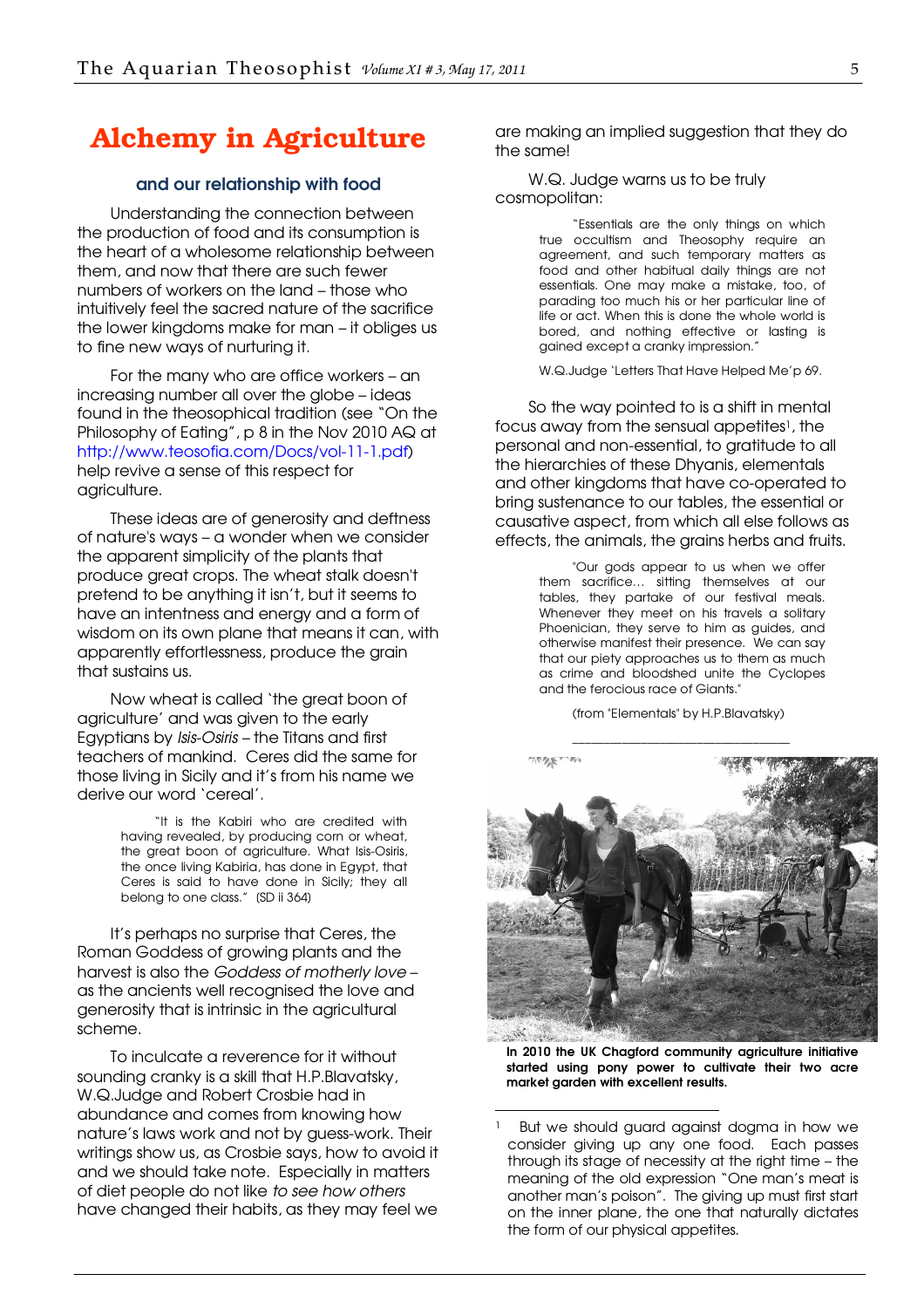# Alchemy in Agriculture

### and our relationship with food

Understanding the connection between the production of food and its consumption is the heart of a wholesome relationship between them, and now that there are such fewer numbers of workers on the land – those who intuitively feel the sacred nature of the sacrifice the lower kingdoms make for man – it obliges us to fine new ways of nurturing it.

For the many who are office workers – an increasing number all over the globe – ideas found in the theosophical tradition (see "On the Philosophy of Eating", p 8 in the Nov 2010 AQ at http://www.teosofia.com/Docs/vol-11-1.pdf) help revive a sense of this respect for agriculture.

These ideas are of generosity and deftness of nature's ways – a wonder when we consider the apparent simplicity of the plants that produce great crops. The wheat stalk doesn't pretend to be anything it isn't, but it seems to have an intentness and energy and a form of wisdom on its own plane that means it can, with apparently effortlessness, produce the grain that sustains us.

Now wheat is called 'the great boon of agriculture' and was given to the early Egyptians by *Isis-Osiris* – the Titans and first teachers of mankind. Ceres did the same for those living in Sicily and it's from his name we derive our word 'cereal'.

> "It is the Kabiri who are credited with having revealed, by producing corn or wheat, the great boon of agriculture. What Isis-Osiris, the once living Kabiria, has done in Egypt, that Ceres is said to have done in Sicily; they all belong to one class." (SD ii 364)

It's perhaps no surprise that Ceres, the Roman Goddess of growing plants and the harvest is also the *Goddess of motherly love* – as the ancients well recognised the love and generosity that is intrinsic in the agricultural scheme.

To inculcate a reverence for it without sounding cranky is a skill that H.P.Blavatsky, W.Q.Judge and Robert Crosbie had in abundance and comes from knowing how nature's laws work and not by guess-work. Their writings show us, as Crosbie says, how to avoid it and we should take note. Especially in matters of diet people do not like *to see how others* have changed their habits, as they may feel we are making an implied suggestion that they do the same!

W.Q. Judge warns us to be truly cosmopolitan:

> "Essentials are the only things on which true occultism and Theosophy require an agreement, and such temporary matters as food and other habitual daily things are not essentials. One may make a mistake, too, of parading too much his or her particular line of life or act. When this is done the whole world is bored, and nothing effective or lasting is gained except a cranky impression."
>
> W.Q.Judge 'Letters That Have Helped Me' p 69.

So the way pointed to is a shift in mental focus away from the sensual appetites[1], the personal and non-essential, to gratitude to all the hierarchies of these Dhyanis, elementals and other kingdoms that have co-operated to bring sustenance to our tables, the essential or causative aspect, from which all else follows as effects, the animals, the grains herbs and fruits.

> "Our gods appear to us when we offer them sacrifice... sitting themselves at our tables, they partake of our festival meals. Whenever they meet on his travels a solitary Phoenician, they serve to him as guides, and otherwise manifest their presence. We can say that our piety approaches us to them as much as crime and bloodshed unite the Cyclopes and the ferocious race of Giants."
>
> (from "Elementals" by H.P.Blavatsky)

---

**In 2010 the UK Chagford community agriculture initiative started using pony power to cultivate their two acre market garden with excellent results.**

---

[1] But we should guard against dogma in how we consider giving up any one food. Each passes through its stage of necessity at the right time – the meaning of the old expression "One man's meat is another man's poison". The giving up must first start on the inner plane, the one that naturally dictates the form of our physical appetites.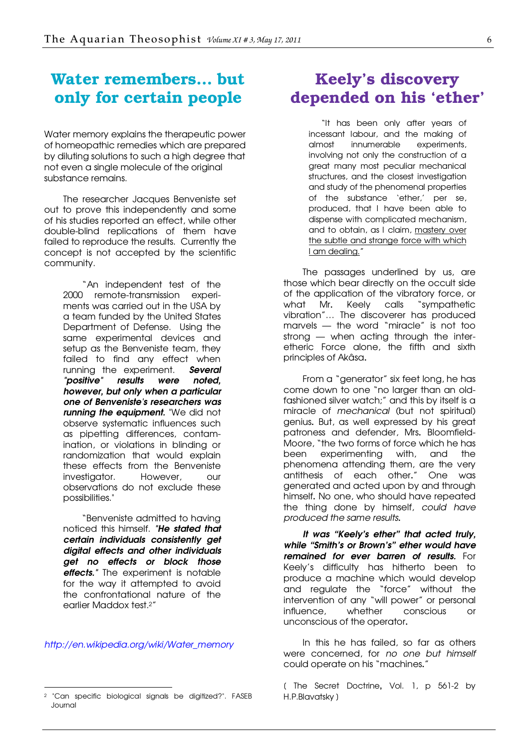# Water remembers... but only for certain people

Water memory explains the therapeutic power of homeopathic remedies which are prepared by diluting solutions to such a high degree that not even a single molecule of the original substance remains.

The researcher Jacques Benveniste set out to prove this independently and some of his studies reported an effect, while other double-blind replications of them have failed to reproduce the results. Currently the concept is not accepted by the scientific community.

> "An independent test of the 2000 remote-transmission experiments was carried out in the USA by a team funded by the United States Department of Defense. Using the same experimental devices and setup as the Benveniste team, they failed to find any effect when running the experiment. ***Several "positive" results were noted, however, but only when a particular one of Benveniste's researchers was running the equipment.*** "We did not observe systematic influences such as pipetting differences, contamination, or violations in blinding or randomization that would explain these effects from the Benveniste investigator. However, our observations do not exclude these possibilities."
>
> "Benveniste admitted to having noticed this himself. *"**He stated that certain individuals consistently get digital effects and other individuals get no effects or block those effects.**"* The experiment is notable for the way it attempted to avoid the confrontational nature of the earlier Maddox test.[2]"

*http://en.wikipedia.org/wiki/Water_memory*

[2] "Can specific biological signals be digitized?". FASEB Journal

# Keely's discovery depended on his 'ether'

> "It has been only after years of incessant labour, and the making of almost innumerable experiments, involving not only the construction of a great many most peculiar mechanical structures, and the closest investigation and study of the phenomenal properties of the substance 'ether,' per se, produced, that I have been able to dispense with complicated mechanism, and to obtain, as I claim, <u>mastery over the subtle and strange force with which I am dealing.</u>"

The passages underlined by us, are those which bear directly on the occult side of the application of the vibratory force, or what Mr. Keely calls "sympathetic vibration"... The discoverer has produced marvels — the word "miracle" is not too strong — when acting through the inter-etheric Force alone, the fifth and sixth principles of Akâsa.

From a "generator" six feet long, he has come down to one "no larger than an old-fashioned silver watch;" and this by itself is a miracle of *mechanical* (but not spiritual) genius. But, as well expressed by his great patroness and defender, Mrs. Bloomfield-Moore, "the two forms of force which he has been experimenting with, and the phenomena attending them, are the very antithesis of each other." One was generated and acted upon by and through himself. No one, who should have repeated the thing done by himself, *could have produced the same results.*

***It was "Keely's ether" that acted truly, while "Smith's or Brown's" ether would have remained for ever barren of results.*** For Keely's difficulty has hitherto been to produce a machine which would develop and regulate the "force" without the intervention of any "will power" or personal influence, whether conscious or unconscious of the operator.

In this he has failed, so far as others were concerned, for *no one but himself* could operate on his "machines."

( The Secret Doctrine, Vol. 1, p 561-2 by H.P.Blavatsky )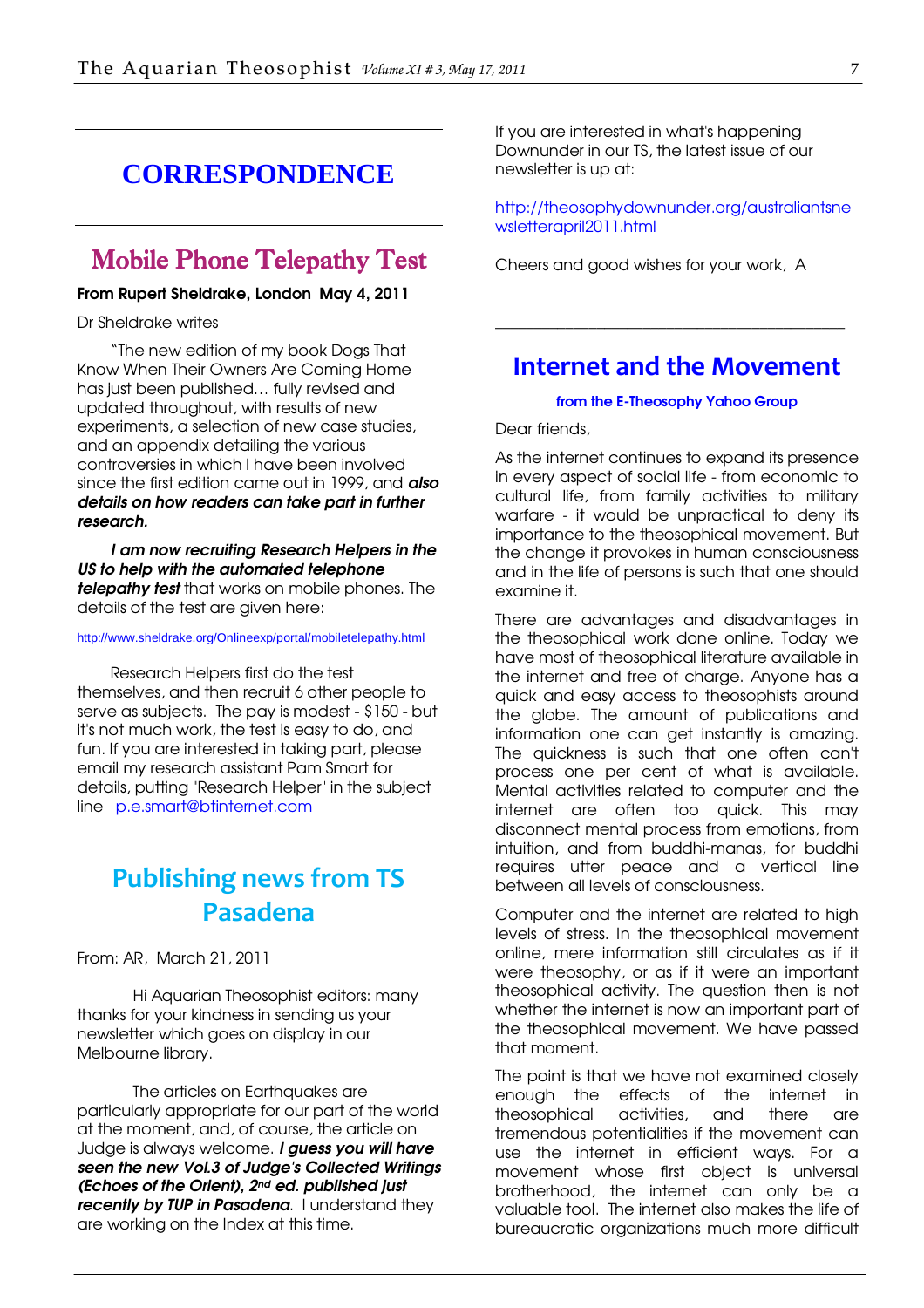# CORRESPONDENCE

## Mobile Phone Telepathy Test

**From Rupert Sheldrake, London May 4, 2011**

Dr Sheldrake writes

"The new edition of my book Dogs That Know When Their Owners Are Coming Home has just been published… fully revised and updated throughout, with results of new experiments, a selection of new case studies, and an appendix detailing the various controversies in which I have been involved since the first edition came out in 1999, and ***also details on how readers can take part in further research.***

***I am now recruiting Research Helpers in the US to help with the automated telephone telepathy test*** that works on mobile phones. The details of the test are given here:

http://www.sheldrake.org/Onlineexp/portal/mobiletelepathy.html

Research Helpers first do the test themselves, and then recruit 6 other people to serve as subjects. The pay is modest - $150 - but it's not much work, the test is easy to do, and fun. If you are interested in taking part, please email my research assistant Pam Smart for details, putting "Research Helper" in the subject line p.e.smart@btinternet.com

## Publishing news from TS Pasadena

From: AR, March 21, 2011

Hi Aquarian Theosophist editors: many thanks for your kindness in sending us your newsletter which goes on display in our Melbourne library.

The articles on Earthquakes are particularly appropriate for our part of the world at the moment, and, of course, the article on Judge is always welcome. ***I guess you will have seen the new Vol.3 of Judge's Collected Writings (Echoes of the Orient), 2nd ed. published just recently by TUP in Pasadena***. I understand they are working on the Index at this time.

If you are interested in what's happening Downunder in our TS, the latest issue of our newsletter is up at:

http://theosophydownunder.org/australiantsnewsletterapril2011.html

Cheers and good wishes for your work, A

---

## Internet and the Movement

**from the E-Theosophy Yahoo Group**

Dear friends,

As the internet continues to expand its presence in every aspect of social life - from economic to cultural life, from family activities to military warfare - it would be unpractical to deny its importance to the theosophical movement. But the change it provokes in human consciousness and in the life of persons is such that one should examine it.

There are advantages and disadvantages in the theosophical work done online. Today we have most of theosophical literature available in the internet and free of charge. Anyone has a quick and easy access to theosophists around the globe. The amount of publications and information one can get instantly is amazing. The quickness is such that one often can't process one per cent of what is available. Mental activities related to computer and the internet are often too quick. This may disconnect mental process from emotions, from intuition, and from buddhi-manas, for buddhi requires utter peace and a vertical line between all levels of consciousness.

Computer and the internet are related to high levels of stress. In the theosophical movement online, mere information still circulates as if it were theosophy, or as if it were an important theosophical activity. The question then is not whether the internet is now an important part of the theosophical movement. We have passed that moment.

The point is that we have not examined closely enough the effects of the internet in theosophical activities, and there are tremendous potentialities if the movement can use the internet in efficient ways. For a movement whose first object is universal brotherhood, the internet can only be a valuable tool. The internet also makes the life of bureaucratic organizations much more difficult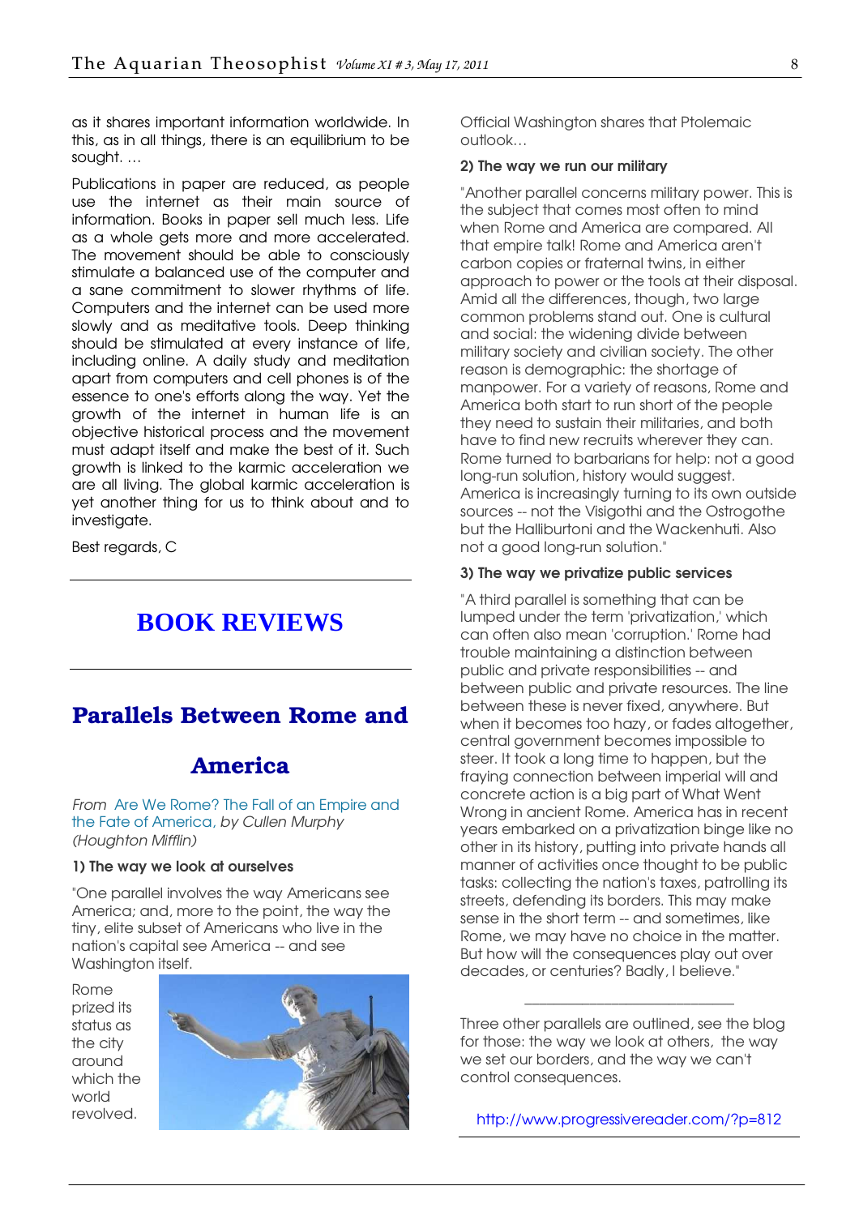as it shares important information worldwide. In this, as in all things, there is an equilibrium to be sought. …

Publications in paper are reduced, as people use the internet as their main source of information. Books in paper sell much less. Life as a whole gets more and more accelerated. The movement should be able to consciously stimulate a balanced use of the computer and a sane commitment to slower rhythms of life. Computers and the internet can be used more slowly and as meditative tools. Deep thinking should be stimulated at every instance of life, including online. A daily study and meditation apart from computers and cell phones is of the essence to one's efforts along the way. Yet the growth of the internet in human life is an objective historical process and the movement must adapt itself and make the best of it. Such growth is linked to the karmic acceleration we are all living. The global karmic acceleration is yet another thing for us to think about and to investigate.

Best regards, C

---

# BOOK REVIEWS

---

## Parallels Between Rome and America

*From Are We Rome? The Fall of an Empire and the Fate of America, by Cullen Murphy (Houghton Mifflin)*

**1) The way we look at ourselves**

"One parallel involves the way Americans see America; and, more to the point, the way the tiny, elite subset of Americans who live in the nation's capital see America -- and see Washington itself.

Rome prized its status as the city around which the world revolved. Official Washington shares that Ptolemaic outlook…

**2) The way we run our military**

"Another parallel concerns military power. This is the subject that comes most often to mind when Rome and America are compared. All that empire talk! Rome and America aren't carbon copies or fraternal twins, in either approach to power or the tools at their disposal. Amid all the differences, though, two large common problems stand out. One is cultural and social: the widening divide between military society and civilian society. The other reason is demographic: the shortage of manpower. For a variety of reasons, Rome and America both start to run short of the people they need to sustain their militaries, and both have to find new recruits wherever they can. Rome turned to barbarians for help: not a good long-run solution, history would suggest. America is increasingly turning to its own outside sources -- not the Visigothi and the Ostrogothe but the Halliburtoni and the Wackenhuti. Also not a good long-run solution."

**3) The way we privatize public services**

"A third parallel is something that can be lumped under the term 'privatization,' which can often also mean 'corruption.' Rome had trouble maintaining a distinction between public and private responsibilities -- and between public and private resources. The line between these is never fixed, anywhere. But when it becomes too hazy, or fades altogether, central government becomes impossible to steer. It took a long time to happen, but the fraying connection between imperial will and concrete action is a big part of What Went Wrong in ancient Rome. America has in recent years embarked on a privatization binge like no other in its history, putting into private hands all manner of activities once thought to be public tasks: collecting the nation's taxes, patrolling its streets, defending its borders. This may make sense in the short term -- and sometimes, like Rome, we may have no choice in the matter. But how will the consequences play out over decades, or centuries? Badly, I believe."

---

Three other parallels are outlined, see the blog for those: the way we look at others, the way we set our borders, and the way we can't control consequences.

http://www.progressivereader.com/?p=812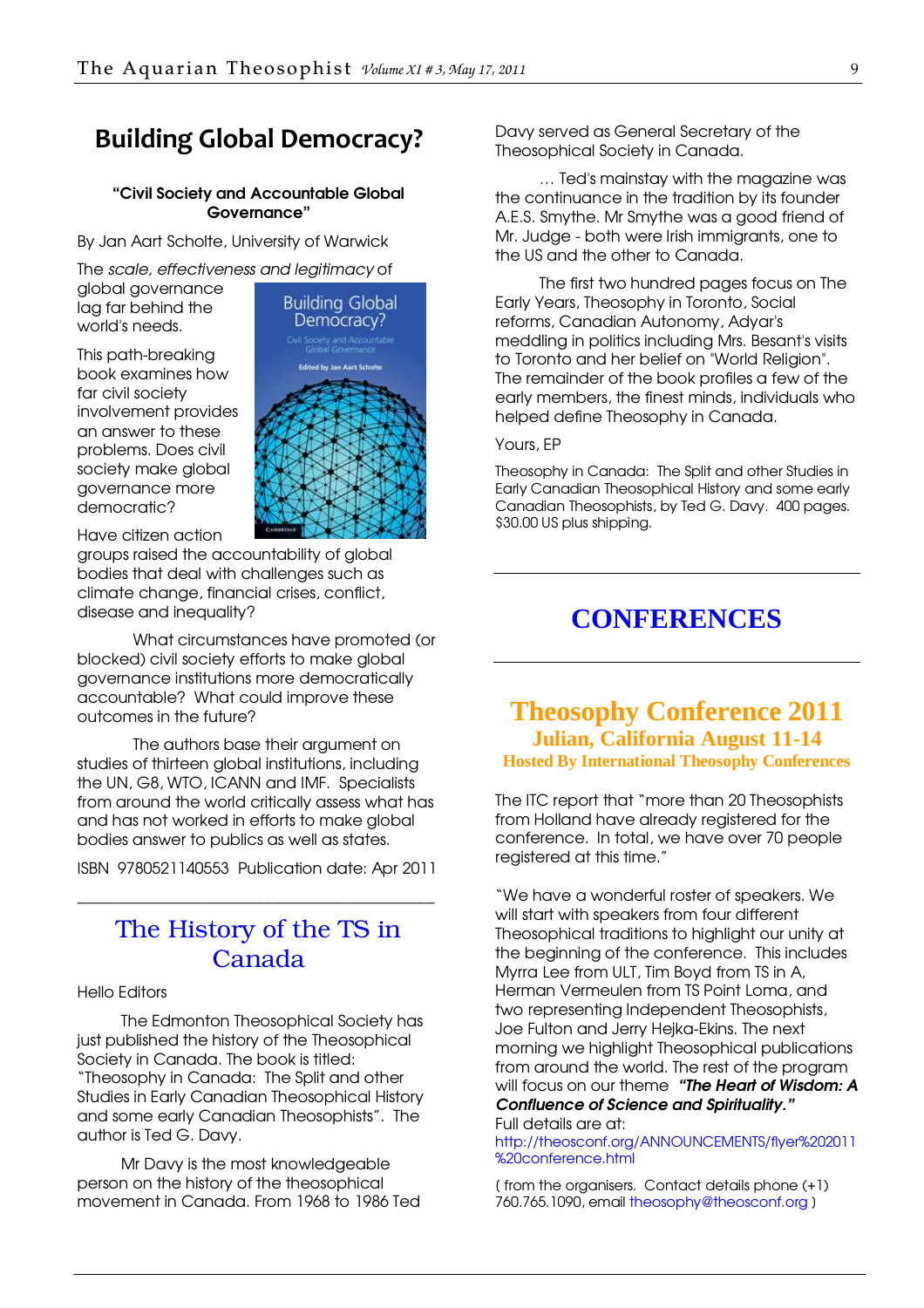# Building Global Democracy?

**"Civil Society and Accountable Global Governance"**

By Jan Aart Scholte, University of Warwick

The *scale, effectiveness and legitimacy* of global governance lag far behind the world's needs.

This path-breaking book examines how far civil society involvement provides an answer to these problems. Does civil society make global governance more democratic?

Have citizen action groups raised the accountability of global bodies that deal with challenges such as climate change, financial crises, conflict, disease and inequality?

What circumstances have promoted (or blocked) civil society efforts to make global governance institutions more democratically accountable? What could improve these outcomes in the future?

The authors base their argument on studies of thirteen global institutions, including the UN, G8, WTO, ICANN and IMF. Specialists from around the world critically assess what has and has not worked in efforts to make global bodies answer to publics as well as states.

ISBN 9780521140553 Publication date: Apr 2011

---

## The History of the TS in Canada

Hello Editors

The Edmonton Theosophical Society has just published the history of the Theosophical Society in Canada. The book is titled: "Theosophy in Canada: The Split and other Studies in Early Canadian Theosophical History and some early Canadian Theosophists". The author is Ted G. Davy.

Mr Davy is the most knowledgeable person on the history of the theosophical movement in Canada. From 1968 to 1986 Ted Davy served as General Secretary of the Theosophical Society in Canada.

... Ted's mainstay with the magazine was the continuance in the tradition by its founder A.E.S. Smythe. Mr Smythe was a good friend of Mr. Judge - both were Irish immigrants, one to the US and the other to Canada.

The first two hundred pages focus on The Early Years, Theosophy in Toronto, Social reforms, Canadian Autonomy, Adyar's meddling in politics including Mrs. Besant's visits to Toronto and her belief on "World Religion". The remainder of the book profiles a few of the early members, the finest minds, individuals who helped define Theosophy in Canada.

Yours, EP

Theosophy in Canada: The Split and other Studies in Early Canadian Theosophical History and some early Canadian Theosophists, by Ted G. Davy. 400 pages. $30.00 US plus shipping.

---

# CONFERENCES

---

## Theosophy Conference 2011

### Julian, California August 11-14

**Hosted By International Theosophy Conferences**

The ITC report that "more than 20 Theosophists from Holland have already registered for the conference. In total, we have over 70 people registered at this time."

"We have a wonderful roster of speakers. We will start with speakers from four different Theosophical traditions to highlight our unity at the beginning of the conference. This includes Myrra Lee from ULT, Tim Boyd from TS in A, Herman Vermeulen from TS Point Loma, and two representing Independent Theosophists, Joe Fulton and Jerry Hejka-Ekins. The next morning we highlight Theosophical publications from around the world. The rest of the program will focus on our theme ***"The Heart of Wisdom: A Confluence of Science and Spirituality."***

Full details are at:
http://theosconf.org/ANNOUNCEMENTS/flyer%202011%20conference.html

( from the organisers. Contact details phone (+1) 760.765.1090, email theosophy@theosconf.org )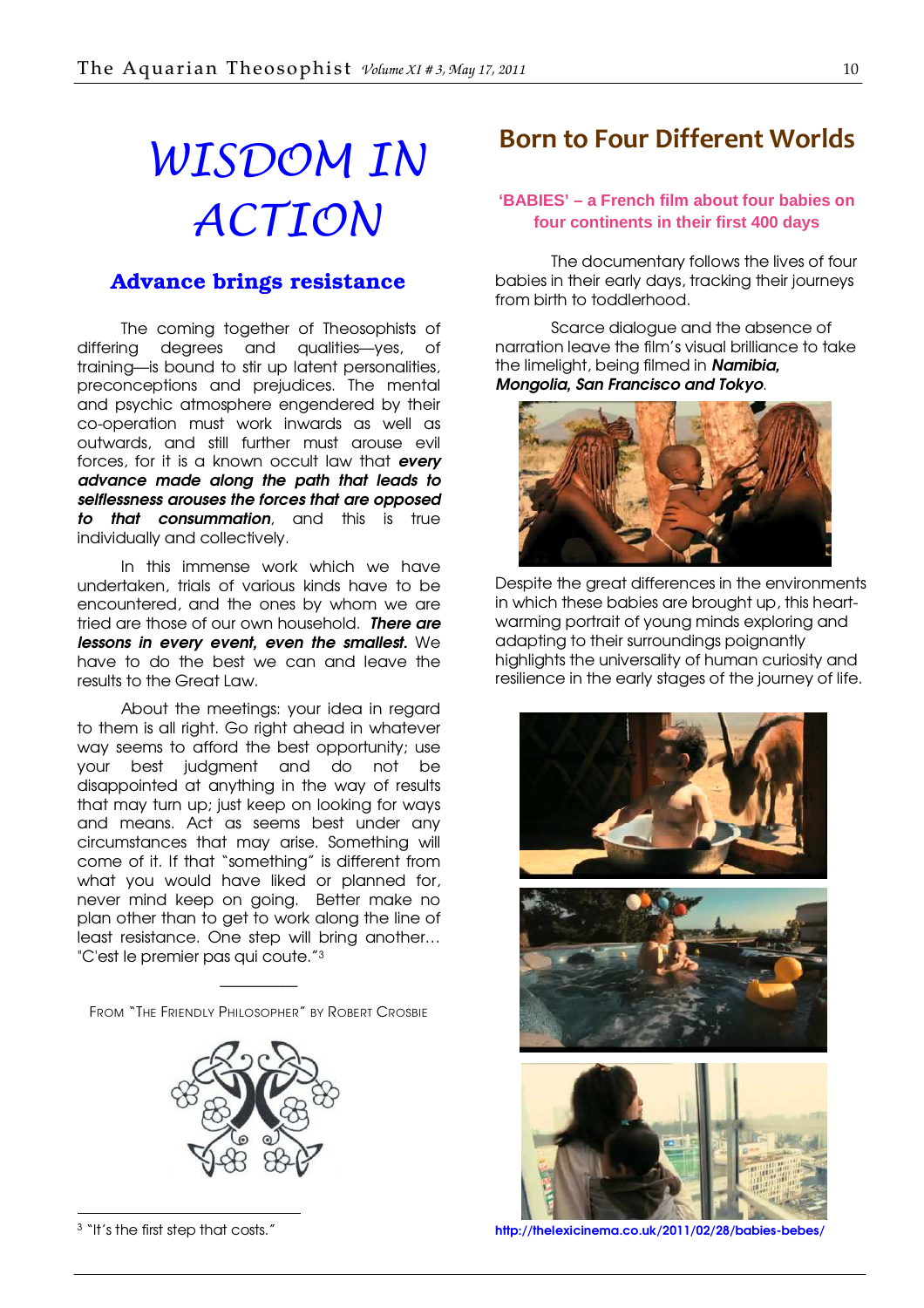# WISDOM IN ACTION

## Advance brings resistance

The coming together of Theosophists of differing degrees and qualities—yes, of training—is bound to stir up latent personalities, preconceptions and prejudices. The mental and psychic atmosphere engendered by their co-operation must work inwards as well as outwards, and still further must arouse evil forces, for it is a known occult law that ***every advance made along the path that leads to selflessness arouses the forces that are opposed to that consummation***, and this is true individually and collectively.

In this immense work which we have undertaken, trials of various kinds have to be encountered, and the ones by whom we are tried are those of our own household. ***There are lessons in every event, even the smallest.*** We have to do the best we can and leave the results to the Great Law.

About the meetings: your idea in regard to them is all right. Go right ahead in whatever way seems to afford the best opportunity; use your best judgment and do not be disappointed at anything in the way of results that may turn up; just keep on looking for ways and means. Act as seems best under any circumstances that may arise. Something will come of it. If that "something" is different from what you would have liked or planned for, never mind keep on going. Better make no plan other than to get to work along the line of least resistance. One step will bring another… "C'est le premier pas qui coute."[3]

FROM "THE FRIENDLY PHILOSOPHER" BY ROBERT CROSBIE

[3] "It's the first step that costs."

## Born to Four Different Worlds

**'BABIES' – a French film about four babies on four continents in their first 400 days**

The documentary follows the lives of four babies in their early days, tracking their journeys from birth to toddlerhood.

Scarce dialogue and the absence of narration leave the film's visual brilliance to take the limelight, being filmed in ***Namibia, Mongolia, San Francisco and Tokyo***.

Despite the great differences in the environments in which these babies are brought up, this heart-warming portrait of young minds exploring and adapting to their surroundings poignantly highlights the universality of human curiosity and resilience in the early stages of the journey of life.

http://thelexicinema.co.uk/2011/02/28/babies-bebes/